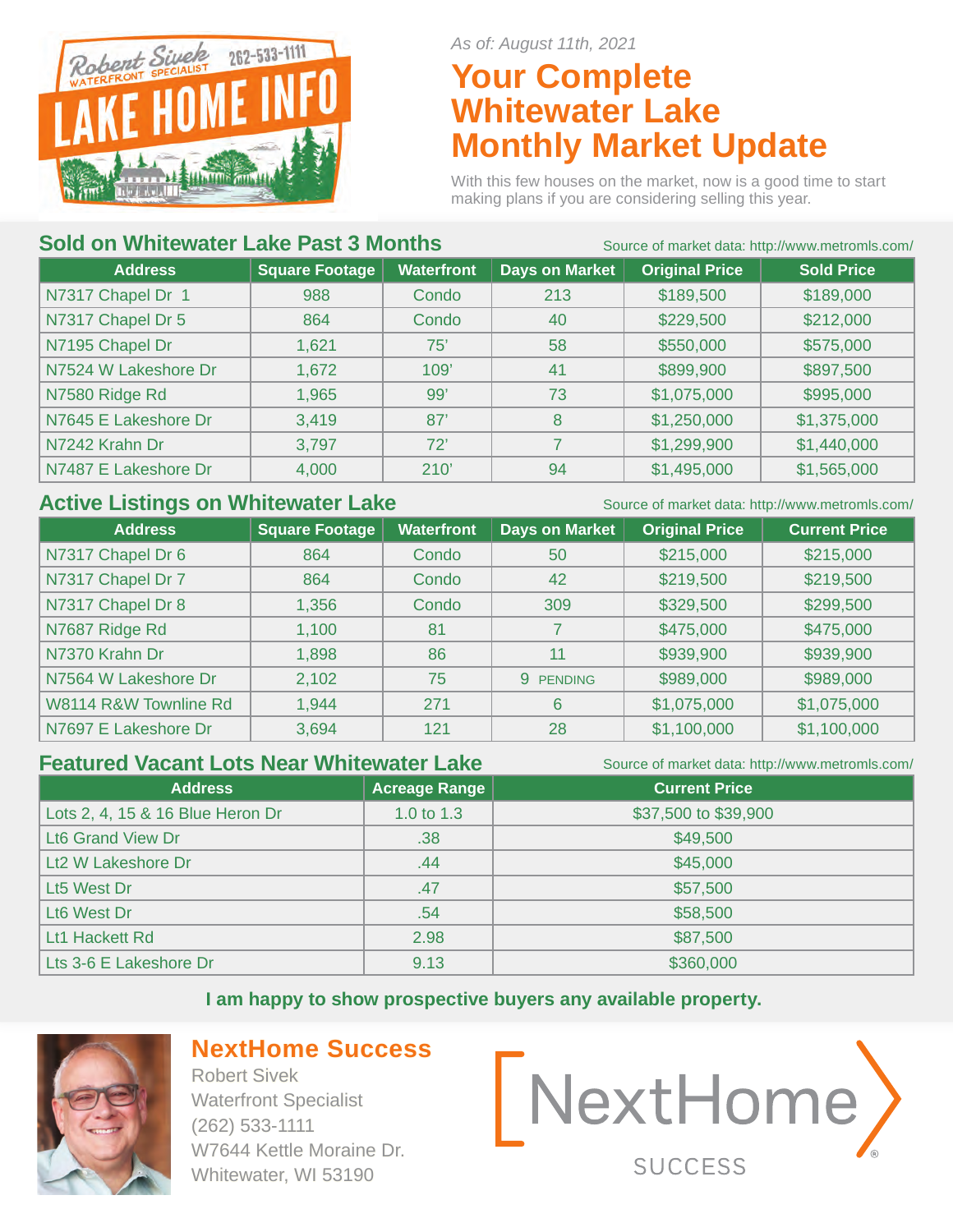Robert Sivek 262-533-1111
WATERFRONT SPECIALIST
LAKE HOME INFO

*As of: August 11th, 2021*

# Your Complete Whitewater Lake Monthly Market Update

With this few houses on the market, now is a good time to start making plans if you are considering selling this year.

## Sold on Whitewater Lake Past 3 Months

Source of market data: http://www.metromls.com/

| Address | Square Footage | Waterfront | Days on Market | Original Price | Sold Price |
|---|---|---|---|---|---|
| N7317 Chapel Dr 1 | 988 | Condo | 213 | $189,500 | $189,000 |
| N7317 Chapel Dr 5 | 864 | Condo | 40 | $229,500 | $212,000 |
| N7195 Chapel Dr | 1,621 | 75' | 58 | $550,000 | $575,000 |
| N7524 W Lakeshore Dr | 1,672 | 109' | 41 | $899,900 | $897,500 |
| N7580 Ridge Rd | 1,965 | 99' | 73 | $1,075,000 | $995,000 |
| N7645 E Lakeshore Dr | 3,419 | 87' | 8 | $1,250,000 | $1,375,000 |
| N7242 Krahn Dr | 3,797 | 72' | 7 | $1,299,900 | $1,440,000 |
| N7487 E Lakeshore Dr | 4,000 | 210' | 94 | $1,495,000 | $1,565,000 |

## Active Listings on Whitewater Lake

Source of market data: http://www.metromls.com/

| Address | Square Footage | Waterfront | Days on Market | Original Price | Current Price |
|---|---|---|---|---|---|
| N7317 Chapel Dr 6 | 864 | Condo | 50 | $215,000 | $215,000 |
| N7317 Chapel Dr 7 | 864 | Condo | 42 | $219,500 | $219,500 |
| N7317 Chapel Dr 8 | 1,356 | Condo | 309 | $329,500 | $299,500 |
| N7687 Ridge Rd | 1,100 | 81 | 7 | $475,000 | $475,000 |
| N7370 Krahn Dr | 1,898 | 86 | 11 | $939,900 | $939,900 |
| N7564 W Lakeshore Dr | 2,102 | 75 | 9 PENDING | $989,000 | $989,000 |
| W8114 R&W Townline Rd | 1,944 | 271 | 6 | $1,075,000 | $1,075,000 |
| N7697 E Lakeshore Dr | 3,694 | 121 | 28 | $1,100,000 | $1,100,000 |

## Featured Vacant Lots Near Whitewater Lake

Source of market data: http://www.metromls.com/

| Address | Acreage Range | Current Price |
|---|---|---|
| Lots 2, 4, 15 & 16 Blue Heron Dr | 1.0 to 1.3 | $37,500 to $39,900 |
| Lt6 Grand View Dr | .38 | $49,500 |
| Lt2 W Lakeshore Dr | .44 | $45,000 |
| Lt5 West Dr | .47 | $57,500 |
| Lt6 West Dr | .54 | $58,500 |
| Lt1 Hackett Rd | 2.98 | $87,500 |
| Lts 3-6 E Lakeshore Dr | 9.13 | $360,000 |

**I am happy to show prospective buyers any available property.**

## NextHome Success

Robert Sivek
Waterfront Specialist
(262) 533-1111
W7644 Kettle Moraine Dr.
Whitewater, WI 53190

NextHome SUCCESS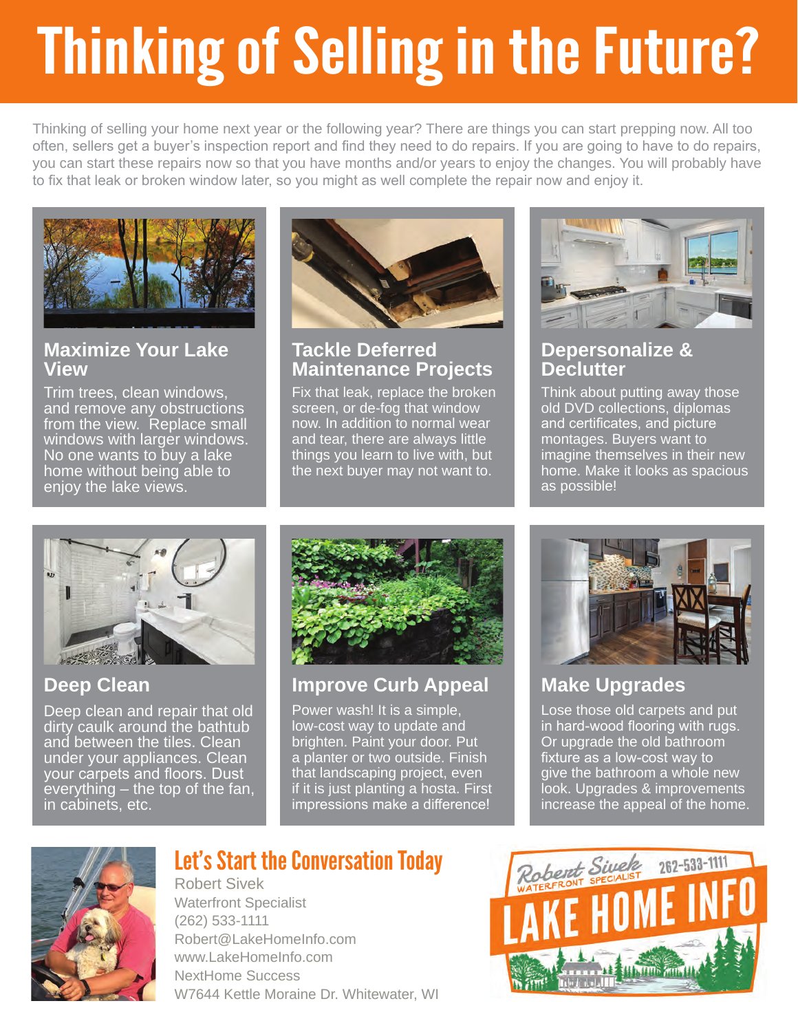# Thinking of Selling in the Future?

Thinking of selling your home next year or the following year? There are things you can start prepping now. All too often, sellers get a buyer's inspection report and find they need to do repairs. If you are going to have to do repairs, you can start these repairs now so that you have months and/or years to enjoy the changes. You will probably have to fix that leak or broken window later, so you might as well complete the repair now and enjoy it.

## Maximize Your Lake View

Trim trees, clean windows, and remove any obstructions from the view. Replace small windows with larger windows. No one wants to buy a lake home without being able to enjoy the lake views.

## Tackle Deferred Maintenance Projects

Fix that leak, replace the broken screen, or de-fog that window now. In addition to normal wear and tear, there are always little things you learn to live with, but the next buyer may not want to.

## Depersonalize & Declutter

Think about putting away those old DVD collections, diplomas and certificates, and picture montages. Buyers want to imagine themselves in their new home. Make it looks as spacious as possible!

## Deep Clean

Deep clean and repair that old dirty caulk around the bathtub and between the tiles. Clean under your appliances. Clean your carpets and floors. Dust everything – the top of the fan, in cabinets, etc.

## Improve Curb Appeal

Power wash! It is a simple, low-cost way to update and brighten. Paint your door. Put a planter or two outside. Finish that landscaping project, even if it is just planting a hosta. First impressions make a difference!

## Make Upgrades

Lose those old carpets and put in hard-wood flooring with rugs. Or upgrade the old bathroom fixture as a low-cost way to give the bathroom a whole new look. Upgrades & improvements increase the appeal of the home.

## Let's Start the Conversation Today

Robert Sivek
Waterfront Specialist
(262) 533-1111
Robert@LakeHomeInfo.com
www.LakeHomeInfo.com
NextHome Success
W7644 Kettle Moraine Dr. Whitewater, WI

Robert Sivek
WATERFRONT SPECIALIST
262-533-1111
LAKE HOME INFO